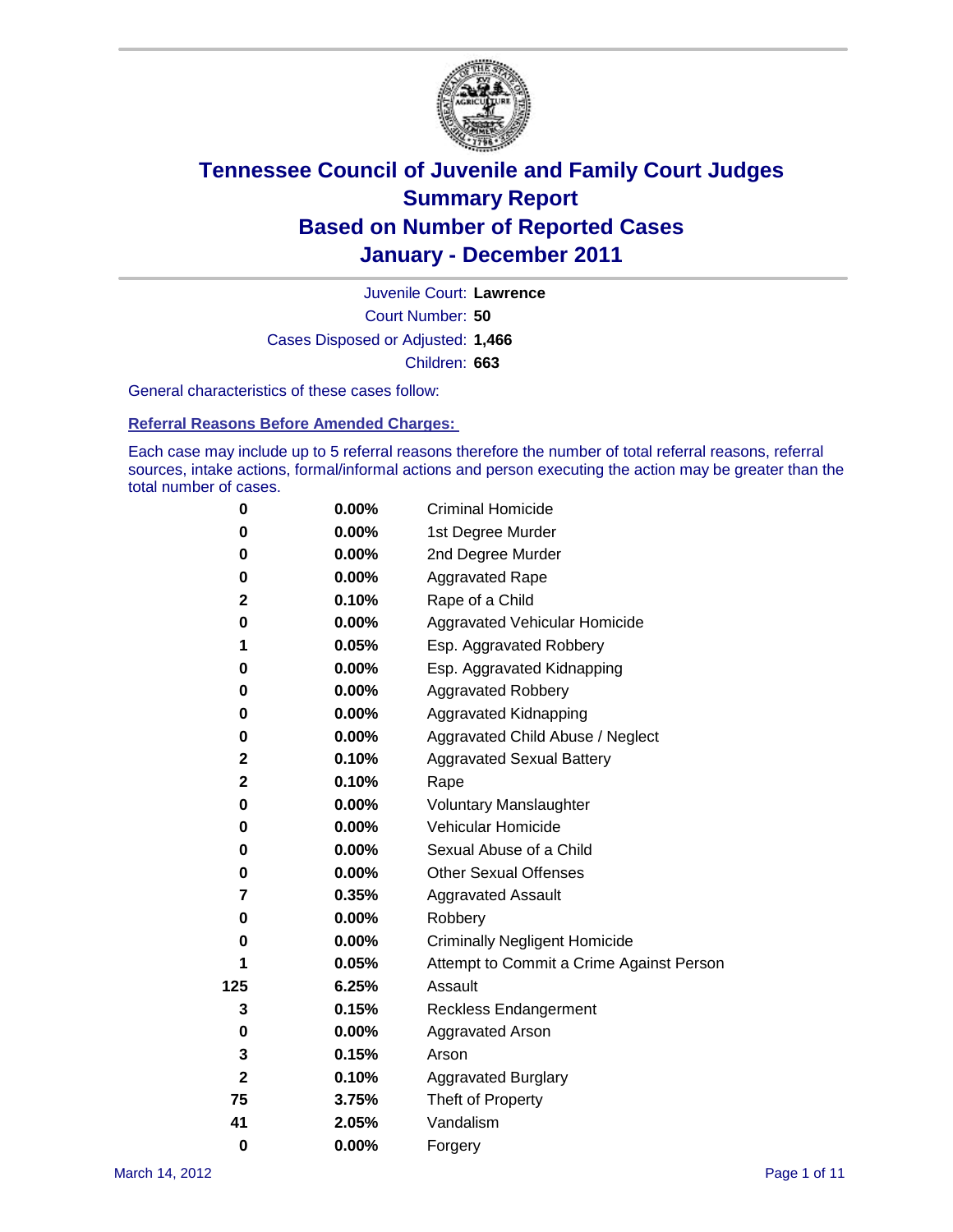# Tennessee Council of Juvenile and Family Court Judges
## Summary Report
## Based on Number of Reported Cases
## January - December 2011

Juvenile Court: **Lawrence**

Court Number: **50**

Cases Disposed or Adjusted: **1,466**

Children: **663**

General characteristics of these cases follow:

### Referral Reasons Before Amended Charges:

Each case may include up to 5 referral reasons therefore the number of total referral reasons, referral sources, intake actions, formal/informal actions and person executing the action may be greater than the total number of cases.

| Count | Percent | Referral Reason |
|---|---|---|
| 0 | 0.00% | Criminal Homicide |
| 0 | 0.00% | 1st Degree Murder |
| 0 | 0.00% | 2nd Degree Murder |
| 0 | 0.00% | Aggravated Rape |
| 2 | 0.10% | Rape of a Child |
| 0 | 0.00% | Aggravated Vehicular Homicide |
| 1 | 0.05% | Esp. Aggravated Robbery |
| 0 | 0.00% | Esp. Aggravated Kidnapping |
| 0 | 0.00% | Aggravated Robbery |
| 0 | 0.00% | Aggravated Kidnapping |
| 0 | 0.00% | Aggravated Child Abuse / Neglect |
| 2 | 0.10% | Aggravated Sexual Battery |
| 2 | 0.10% | Rape |
| 0 | 0.00% | Voluntary Manslaughter |
| 0 | 0.00% | Vehicular Homicide |
| 0 | 0.00% | Sexual Abuse of a Child |
| 0 | 0.00% | Other Sexual Offenses |
| 7 | 0.35% | Aggravated Assault |
| 0 | 0.00% | Robbery |
| 0 | 0.00% | Criminally Negligent Homicide |
| 1 | 0.05% | Attempt to Commit a Crime Against Person |
| 125 | 6.25% | Assault |
| 3 | 0.15% | Reckless Endangerment |
| 0 | 0.00% | Aggravated Arson |
| 3 | 0.15% | Arson |
| 2 | 0.10% | Aggravated Burglary |
| 75 | 3.75% | Theft of Property |
| 41 | 2.05% | Vandalism |
| 0 | 0.00% | Forgery |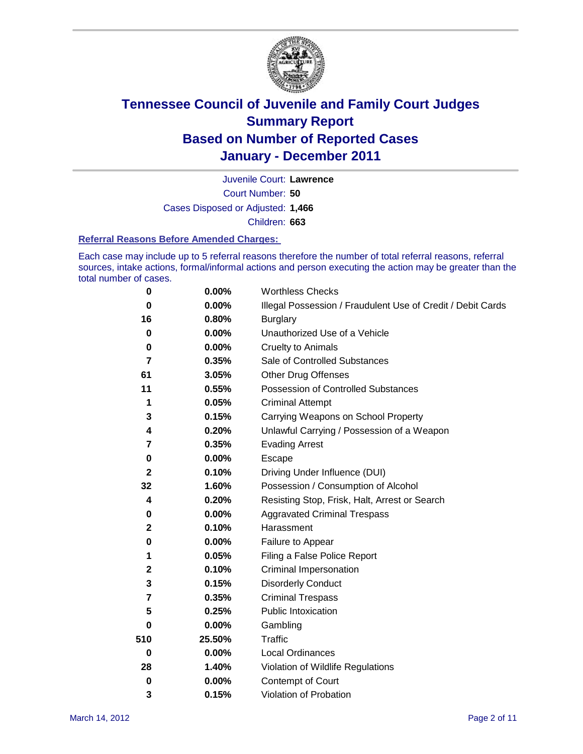# Tennessee Council of Juvenile and Family Court Judges
# Summary Report
# Based on Number of Reported Cases
# January - December 2011

Juvenile Court: **Lawrence**

Court Number: **50**

Cases Disposed or Adjusted: **1,466**

Children: **663**

### Referral Reasons Before Amended Charges:

Each case may include up to 5 referral reasons therefore the number of total referral reasons, referral sources, intake actions, formal/informal actions and person executing the action may be greater than the total number of cases.

| | | |
|---|---|---|
| 0 | 0.00% | Worthless Checks |
| 0 | 0.00% | Illegal Possession / Fraudulent Use of Credit / Debit Cards |
| 16 | 0.80% | Burglary |
| 0 | 0.00% | Unauthorized Use of a Vehicle |
| 0 | 0.00% | Cruelty to Animals |
| 7 | 0.35% | Sale of Controlled Substances |
| 61 | 3.05% | Other Drug Offenses |
| 11 | 0.55% | Possession of Controlled Substances |
| 1 | 0.05% | Criminal Attempt |
| 3 | 0.15% | Carrying Weapons on School Property |
| 4 | 0.20% | Unlawful Carrying / Possession of a Weapon |
| 7 | 0.35% | Evading Arrest |
| 0 | 0.00% | Escape |
| 2 | 0.10% | Driving Under Influence (DUI) |
| 32 | 1.60% | Possession / Consumption of Alcohol |
| 4 | 0.20% | Resisting Stop, Frisk, Halt, Arrest or Search |
| 0 | 0.00% | Aggravated Criminal Trespass |
| 2 | 0.10% | Harassment |
| 0 | 0.00% | Failure to Appear |
| 1 | 0.05% | Filing a False Police Report |
| 2 | 0.10% | Criminal Impersonation |
| 3 | 0.15% | Disorderly Conduct |
| 7 | 0.35% | Criminal Trespass |
| 5 | 0.25% | Public Intoxication |
| 0 | 0.00% | Gambling |
| 510 | 25.50% | Traffic |
| 0 | 0.00% | Local Ordinances |
| 28 | 1.40% | Violation of Wildlife Regulations |
| 0 | 0.00% | Contempt of Court |
| 3 | 0.15% | Violation of Probation |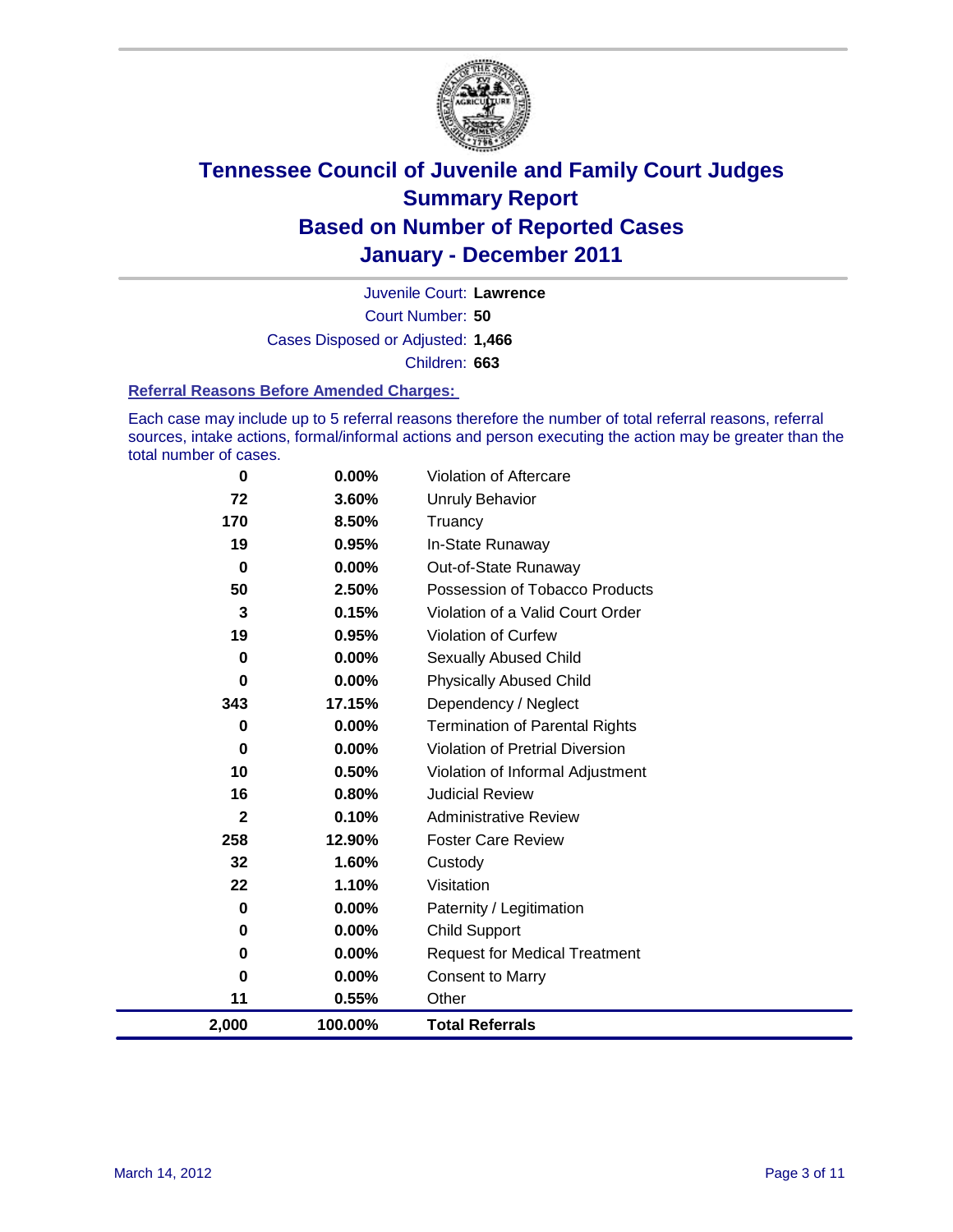# Tennessee Council of Juvenile and Family Court Judges
## Summary Report
## Based on Number of Reported Cases
## January - December 2011

Juvenile Court: **Lawrence**

Court Number: **50**

Cases Disposed or Adjusted: **1,466**

Children: **663**

### Referral Reasons Before Amended Charges:

Each case may include up to 5 referral reasons therefore the number of total referral reasons, referral sources, intake actions, formal/informal actions and person executing the action may be greater than the total number of cases.

| Count | Percent | Referral Reason |
|---|---|---|
| 0 | 0.00% | Violation of Aftercare |
| 72 | 3.60% | Unruly Behavior |
| 170 | 8.50% | Truancy |
| 19 | 0.95% | In-State Runaway |
| 0 | 0.00% | Out-of-State Runaway |
| 50 | 2.50% | Possession of Tobacco Products |
| 3 | 0.15% | Violation of a Valid Court Order |
| 19 | 0.95% | Violation of Curfew |
| 0 | 0.00% | Sexually Abused Child |
| 0 | 0.00% | Physically Abused Child |
| 343 | 17.15% | Dependency / Neglect |
| 0 | 0.00% | Termination of Parental Rights |
| 0 | 0.00% | Violation of Pretrial Diversion |
| 10 | 0.50% | Violation of Informal Adjustment |
| 16 | 0.80% | Judicial Review |
| 2 | 0.10% | Administrative Review |
| 258 | 12.90% | Foster Care Review |
| 32 | 1.60% | Custody |
| 22 | 1.10% | Visitation |
| 0 | 0.00% | Paternity / Legitimation |
| 0 | 0.00% | Child Support |
| 0 | 0.00% | Request for Medical Treatment |
| 0 | 0.00% | Consent to Marry |
| 11 | 0.55% | Other |
| **2,000** | **100.00%** | **Total Referrals** |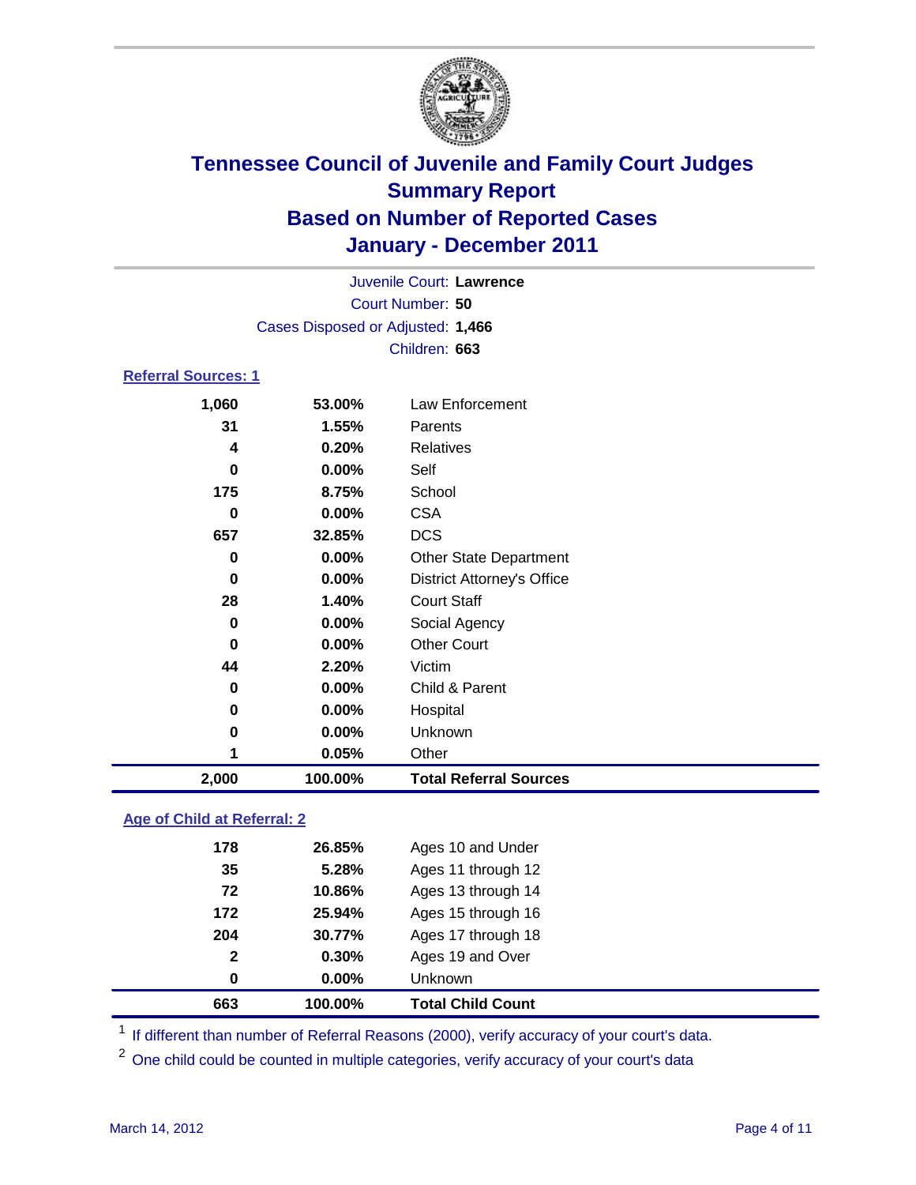# Tennessee Council of Juvenile and Family Court Judges
## Summary Report
## Based on Number of Reported Cases
## January - December 2011

Juvenile Court: **Lawrence**
Court Number: **50**
Cases Disposed or Adjusted: **1,466**
Children: **663**

### Referral Sources: 1

| Count | Percent | Source |
|---|---|---|
| 1,060 | 53.00% | Law Enforcement |
| 31 | 1.55% | Parents |
| 4 | 0.20% | Relatives |
| 0 | 0.00% | Self |
| 175 | 8.75% | School |
| 0 | 0.00% | CSA |
| 657 | 32.85% | DCS |
| 0 | 0.00% | Other State Department |
| 0 | 0.00% | District Attorney's Office |
| 28 | 1.40% | Court Staff |
| 0 | 0.00% | Social Agency |
| 0 | 0.00% | Other Court |
| 44 | 2.20% | Victim |
| 0 | 0.00% | Child & Parent |
| 0 | 0.00% | Hospital |
| 0 | 0.00% | Unknown |
| 1 | 0.05% | Other |
| **2,000** | **100.00%** | **Total Referral Sources** |

### Age of Child at Referral: 2

| Count | Percent | Age |
|---|---|---|
| 178 | 26.85% | Ages 10 and Under |
| 35 | 5.28% | Ages 11 through 12 |
| 72 | 10.86% | Ages 13 through 14 |
| 172 | 25.94% | Ages 15 through 16 |
| 204 | 30.77% | Ages 17 through 18 |
| 2 | 0.30% | Ages 19 and Over |
| 0 | 0.00% | Unknown |
| **663** | **100.00%** | **Total Child Count** |

[1] If different than number of Referral Reasons (2000), verify accuracy of your court's data.

[2] One child could be counted in multiple categories, verify accuracy of your court's data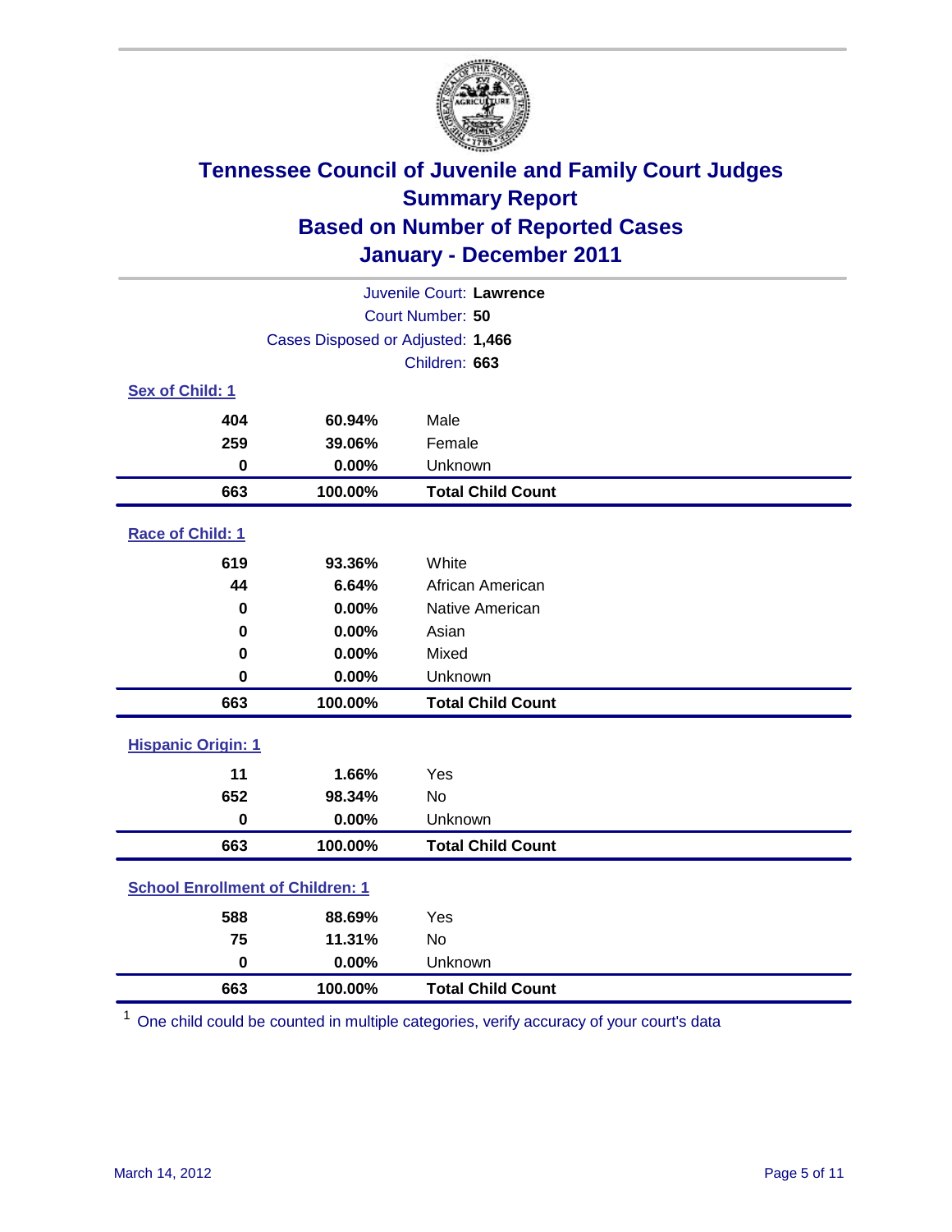# Tennessee Council of Juvenile and Family Court Judges
## Summary Report
## Based on Number of Reported Cases
## January - December 2011

Juvenile Court: **Lawrence**

Court Number: **50**

Cases Disposed or Adjusted: **1,466**

Children: **663**

### Sex of Child: 1

| | | |
|---|---|---|
| **404** | **60.94%** | Male |
| **259** | **39.06%** | Female |
| **0** | **0.00%** | Unknown |
| **663** | **100.00%** | **Total Child Count** |

### Race of Child: 1

| | | |
|---|---|---|
| **619** | **93.36%** | White |
| **44** | **6.64%** | African American |
| **0** | **0.00%** | Native American |
| **0** | **0.00%** | Asian |
| **0** | **0.00%** | Mixed |
| **0** | **0.00%** | Unknown |
| **663** | **100.00%** | **Total Child Count** |

### Hispanic Origin: 1

| | | |
|---|---|---|
| **11** | **1.66%** | Yes |
| **652** | **98.34%** | No |
| **0** | **0.00%** | Unknown |
| **663** | **100.00%** | **Total Child Count** |

### School Enrollment of Children: 1

| | | |
|---|---|---|
| **588** | **88.69%** | Yes |
| **75** | **11.31%** | No |
| **0** | **0.00%** | Unknown |
| **663** | **100.00%** | **Total Child Count** |

[1] One child could be counted in multiple categories, verify accuracy of your court's data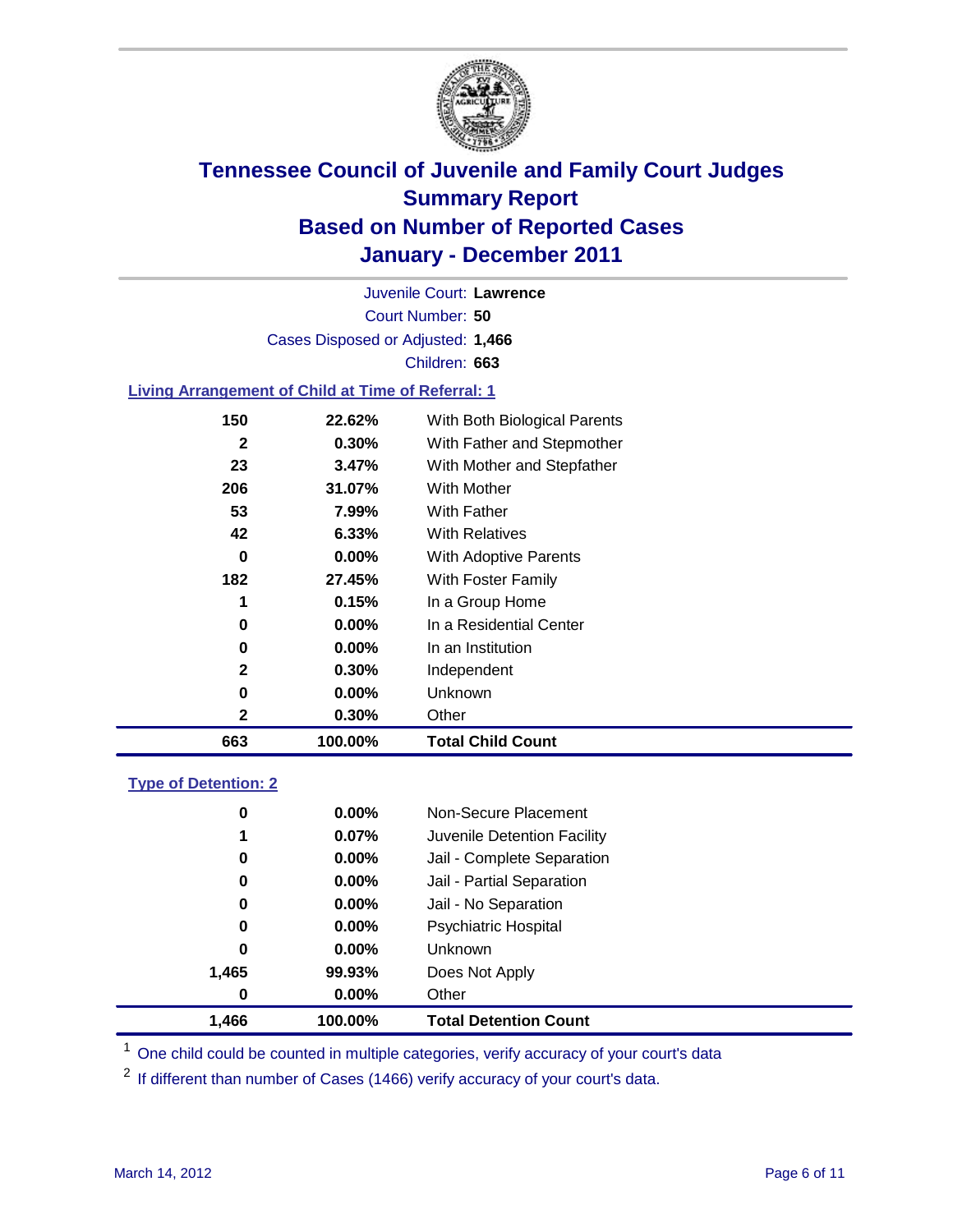# Tennessee Council of Juvenile and Family Court Judges
## Summary Report
## Based on Number of Reported Cases
## January - December 2011

Juvenile Court: **Lawrence**

Court Number: **50**

Cases Disposed or Adjusted: **1,466**

Children: **663**

### Living Arrangement of Child at Time of Referral: 1

| Count | Percent | Living Arrangement |
|---|---|---|
| 150 | 22.62% | With Both Biological Parents |
| 2 | 0.30% | With Father and Stepmother |
| 23 | 3.47% | With Mother and Stepfather |
| 206 | 31.07% | With Mother |
| 53 | 7.99% | With Father |
| 42 | 6.33% | With Relatives |
| 0 | 0.00% | With Adoptive Parents |
| 182 | 27.45% | With Foster Family |
| 1 | 0.15% | In a Group Home |
| 0 | 0.00% | In a Residential Center |
| 0 | 0.00% | In an Institution |
| 2 | 0.30% | Independent |
| 0 | 0.00% | Unknown |
| 2 | 0.30% | Other |
| **663** | **100.00%** | **Total Child Count** |

### Type of Detention: 2

| Count | Percent | Type of Detention |
|---|---|---|
| 0 | 0.00% | Non-Secure Placement |
| 1 | 0.07% | Juvenile Detention Facility |
| 0 | 0.00% | Jail - Complete Separation |
| 0 | 0.00% | Jail - Partial Separation |
| 0 | 0.00% | Jail - No Separation |
| 0 | 0.00% | Psychiatric Hospital |
| 0 | 0.00% | Unknown |
| 1,465 | 99.93% | Does Not Apply |
| 0 | 0.00% | Other |
| **1,466** | **100.00%** | **Total Detention Count** |

[1] One child could be counted in multiple categories, verify accuracy of your court's data

[2] If different than number of Cases (1466) verify accuracy of your court's data.

March 14, 2012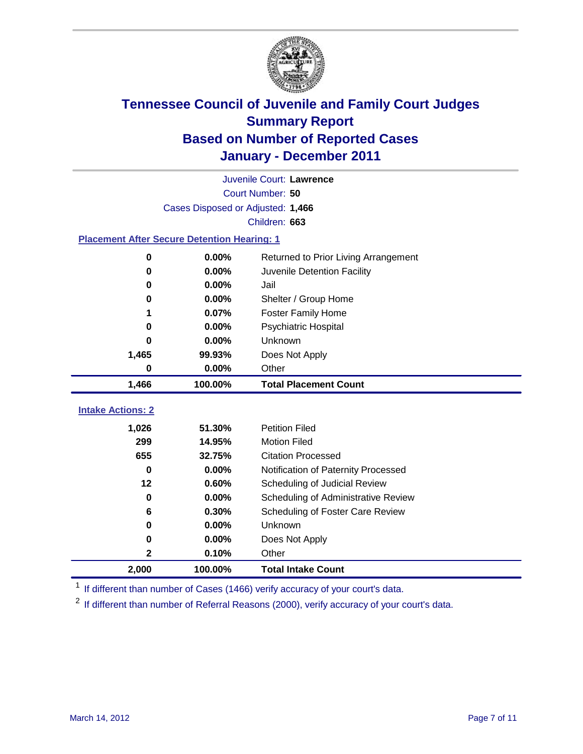# Tennessee Council of Juvenile and Family Court Judges
## Summary Report
## Based on Number of Reported Cases
## January - December 2011

Juvenile Court: **Lawrence**

Court Number: **50**

Cases Disposed or Adjusted: **1,466**

Children: **663**

### Placement After Secure Detention Hearing: 1

| | | |
|---|---|---|
| 0 | 0.00% | Returned to Prior Living Arrangement |
| 0 | 0.00% | Juvenile Detention Facility |
| 0 | 0.00% | Jail |
| 0 | 0.00% | Shelter / Group Home |
| 1 | 0.07% | Foster Family Home |
| 0 | 0.00% | Psychiatric Hospital |
| 0 | 0.00% | Unknown |
| 1,465 | 99.93% | Does Not Apply |
| 0 | 0.00% | Other |
| **1,466** | **100.00%** | **Total Placement Count** |

### Intake Actions: 2

| | | |
|---|---|---|
| 1,026 | 51.30% | Petition Filed |
| 299 | 14.95% | Motion Filed |
| 655 | 32.75% | Citation Processed |
| 0 | 0.00% | Notification of Paternity Processed |
| 12 | 0.60% | Scheduling of Judicial Review |
| 0 | 0.00% | Scheduling of Administrative Review |
| 6 | 0.30% | Scheduling of Foster Care Review |
| 0 | 0.00% | Unknown |
| 0 | 0.00% | Does Not Apply |
| 2 | 0.10% | Other |
| **2,000** | **100.00%** | **Total Intake Count** |

[1] If different than number of Cases (1466) verify accuracy of your court's data.

[2] If different than number of Referral Reasons (2000), verify accuracy of your court's data.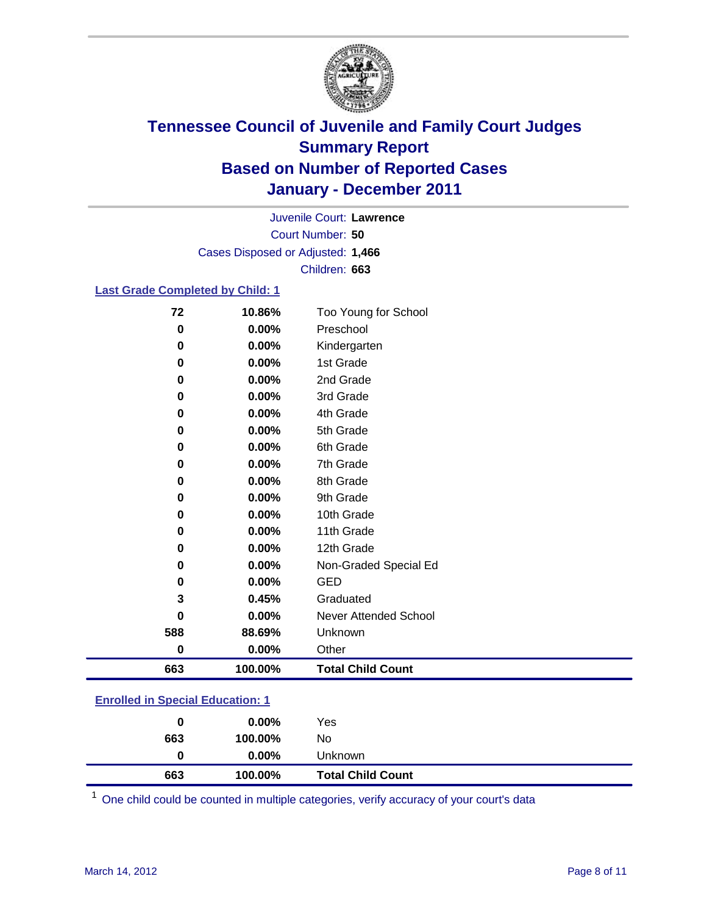# Tennessee Council of Juvenile and Family Court Judges
## Summary Report
## Based on Number of Reported Cases
## January - December 2011

Juvenile Court: **Lawrence**
Court Number: **50**
Cases Disposed or Adjusted: **1,466**
Children: **663**

### Last Grade Completed by Child: 1

| Count | Percent | Category |
|---|---|---|
| 72 | 10.86% | Too Young for School |
| 0 | 0.00% | Preschool |
| 0 | 0.00% | Kindergarten |
| 0 | 0.00% | 1st Grade |
| 0 | 0.00% | 2nd Grade |
| 0 | 0.00% | 3rd Grade |
| 0 | 0.00% | 4th Grade |
| 0 | 0.00% | 5th Grade |
| 0 | 0.00% | 6th Grade |
| 0 | 0.00% | 7th Grade |
| 0 | 0.00% | 8th Grade |
| 0 | 0.00% | 9th Grade |
| 0 | 0.00% | 10th Grade |
| 0 | 0.00% | 11th Grade |
| 0 | 0.00% | 12th Grade |
| 0 | 0.00% | Non-Graded Special Ed |
| 0 | 0.00% | GED |
| 3 | 0.45% | Graduated |
| 0 | 0.00% | Never Attended School |
| 588 | 88.69% | Unknown |
| 0 | 0.00% | Other |
| **663** | **100.00%** | **Total Child Count** |

### Enrolled in Special Education: 1

| Count | Percent | Category |
|---|---|---|
| 0 | 0.00% | Yes |
| 663 | 100.00% | No |
| 0 | 0.00% | Unknown |
| **663** | **100.00%** | **Total Child Count** |

[1] One child could be counted in multiple categories, verify accuracy of your court's data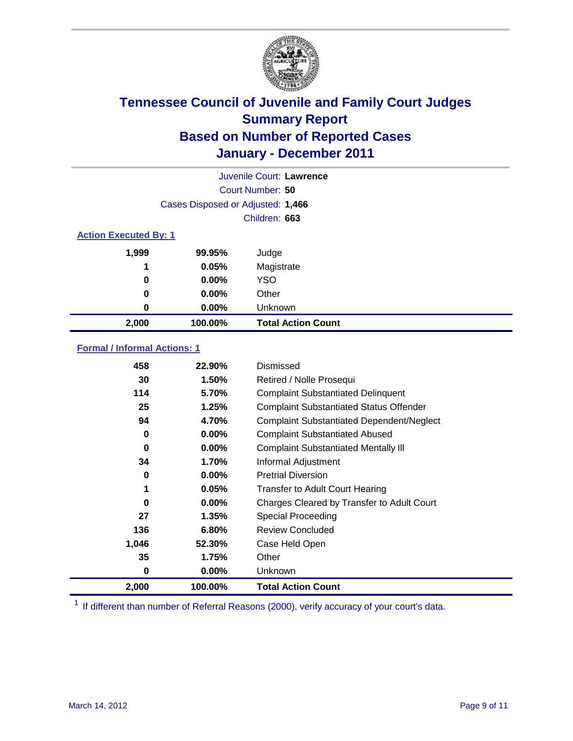# Tennessee Council of Juvenile and Family Court Judges
## Summary Report
## Based on Number of Reported Cases
## January - December 2011

Juvenile Court: **Lawrence**
Court Number: **50**
Cases Disposed or Adjusted: **1,466**
Children: **663**

### Action Executed By: 1

| | | |
|---|---|---|
| 1,999 | 99.95% | Judge |
| 1 | 0.05% | Magistrate |
| 0 | 0.00% | YSO |
| 0 | 0.00% | Other |
| 0 | 0.00% | Unknown |
| **2,000** | **100.00%** | **Total Action Count** |

### Formal / Informal Actions: 1

| | | |
|---|---|---|
| 458 | 22.90% | Dismissed |
| 30 | 1.50% | Retired / Nolle Prosequi |
| 114 | 5.70% | Complaint Substantiated Delinquent |
| 25 | 1.25% | Complaint Substantiated Status Offender |
| 94 | 4.70% | Complaint Substantiated Dependent/Neglect |
| 0 | 0.00% | Complaint Substantiated Abused |
| 0 | 0.00% | Complaint Substantiated Mentally Ill |
| 34 | 1.70% | Informal Adjustment |
| 0 | 0.00% | Pretrial Diversion |
| 1 | 0.05% | Transfer to Adult Court Hearing |
| 0 | 0.00% | Charges Cleared by Transfer to Adult Court |
| 27 | 1.35% | Special Proceeding |
| 136 | 6.80% | Review Concluded |
| 1,046 | 52.30% | Case Held Open |
| 35 | 1.75% | Other |
| 0 | 0.00% | Unknown |
| **2,000** | **100.00%** | **Total Action Count** |

[1] If different than number of Referral Reasons (2000), verify accuracy of your court's data.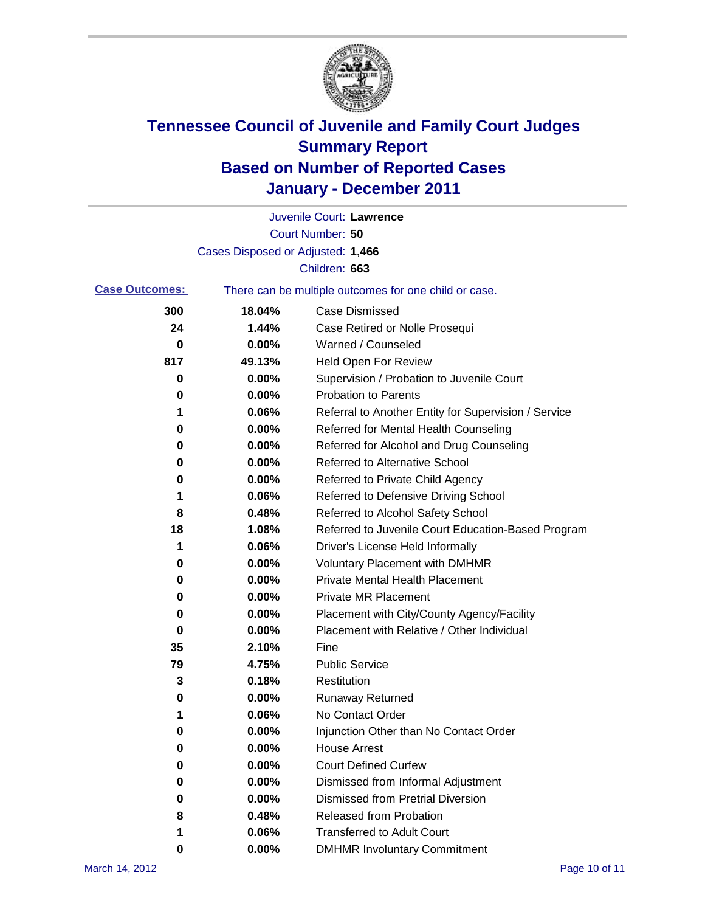# Tennessee Council of Juvenile and Family Court Judges
## Summary Report
## Based on Number of Reported Cases
## January - December 2011

Juvenile Court: **Lawrence**

Court Number: **50**

Cases Disposed or Adjusted: **1,466**

Children: **663**

**Case Outcomes:** There can be multiple outcomes for one child or case.

| Count | Percent | Outcome |
|---|---|---|
| 300 | 18.04% | Case Dismissed |
| 24 | 1.44% | Case Retired or Nolle Prosequi |
| 0 | 0.00% | Warned / Counseled |
| 817 | 49.13% | Held Open For Review |
| 0 | 0.00% | Supervision / Probation to Juvenile Court |
| 0 | 0.00% | Probation to Parents |
| 1 | 0.06% | Referral to Another Entity for Supervision / Service |
| 0 | 0.00% | Referred for Mental Health Counseling |
| 0 | 0.00% | Referred for Alcohol and Drug Counseling |
| 0 | 0.00% | Referred to Alternative School |
| 0 | 0.00% | Referred to Private Child Agency |
| 1 | 0.06% | Referred to Defensive Driving School |
| 8 | 0.48% | Referred to Alcohol Safety School |
| 18 | 1.08% | Referred to Juvenile Court Education-Based Program |
| 1 | 0.06% | Driver's License Held Informally |
| 0 | 0.00% | Voluntary Placement with DMHMR |
| 0 | 0.00% | Private Mental Health Placement |
| 0 | 0.00% | Private MR Placement |
| 0 | 0.00% | Placement with City/County Agency/Facility |
| 0 | 0.00% | Placement with Relative / Other Individual |
| 35 | 2.10% | Fine |
| 79 | 4.75% | Public Service |
| 3 | 0.18% | Restitution |
| 0 | 0.00% | Runaway Returned |
| 1 | 0.06% | No Contact Order |
| 0 | 0.00% | Injunction Other than No Contact Order |
| 0 | 0.00% | House Arrest |
| 0 | 0.00% | Court Defined Curfew |
| 0 | 0.00% | Dismissed from Informal Adjustment |
| 0 | 0.00% | Dismissed from Pretrial Diversion |
| 8 | 0.48% | Released from Probation |
| 1 | 0.06% | Transferred to Adult Court |
| 0 | 0.00% | DMHMR Involuntary Commitment |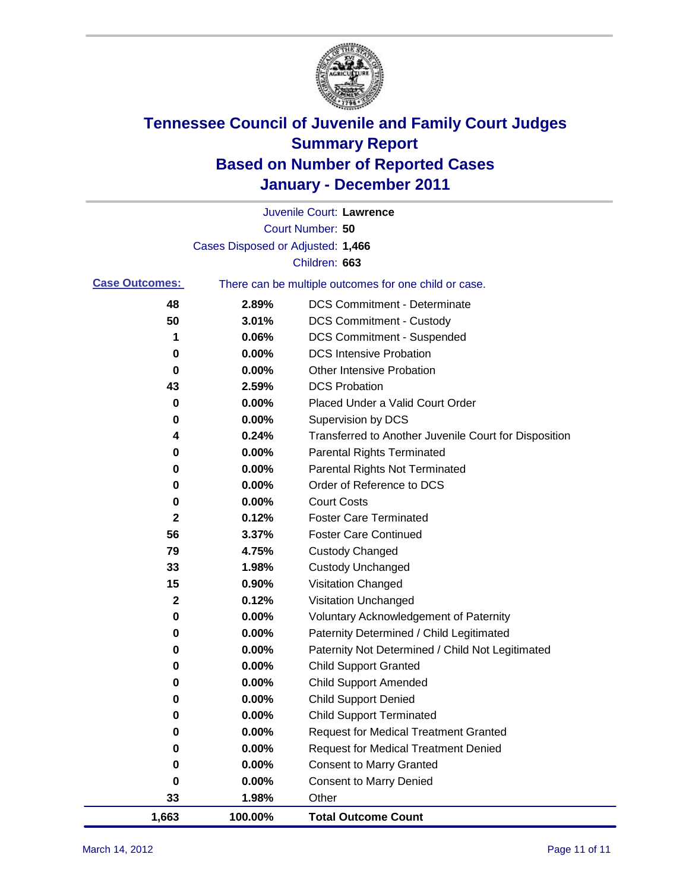# Tennessee Council of Juvenile and Family Court Judges
## Summary Report
## Based on Number of Reported Cases
## January - December 2011

Juvenile Court: **Lawrence**

Court Number: **50**

Cases Disposed or Adjusted: **1,466**

Children: **663**

**Case Outcomes:** There can be multiple outcomes for one child or case.

| | | |
|---|---|---|
| 48 | 2.89% | DCS Commitment - Determinate |
| 50 | 3.01% | DCS Commitment - Custody |
| 1 | 0.06% | DCS Commitment - Suspended |
| 0 | 0.00% | DCS Intensive Probation |
| 0 | 0.00% | Other Intensive Probation |
| 43 | 2.59% | DCS Probation |
| 0 | 0.00% | Placed Under a Valid Court Order |
| 0 | 0.00% | Supervision by DCS |
| 4 | 0.24% | Transferred to Another Juvenile Court for Disposition |
| 0 | 0.00% | Parental Rights Terminated |
| 0 | 0.00% | Parental Rights Not Terminated |
| 0 | 0.00% | Order of Reference to DCS |
| 0 | 0.00% | Court Costs |
| 2 | 0.12% | Foster Care Terminated |
| 56 | 3.37% | Foster Care Continued |
| 79 | 4.75% | Custody Changed |
| 33 | 1.98% | Custody Unchanged |
| 15 | 0.90% | Visitation Changed |
| 2 | 0.12% | Visitation Unchanged |
| 0 | 0.00% | Voluntary Acknowledgement of Paternity |
| 0 | 0.00% | Paternity Determined / Child Legitimated |
| 0 | 0.00% | Paternity Not Determined / Child Not Legitimated |
| 0 | 0.00% | Child Support Granted |
| 0 | 0.00% | Child Support Amended |
| 0 | 0.00% | Child Support Denied |
| 0 | 0.00% | Child Support Terminated |
| 0 | 0.00% | Request for Medical Treatment Granted |
| 0 | 0.00% | Request for Medical Treatment Denied |
| 0 | 0.00% | Consent to Marry Granted |
| 0 | 0.00% | Consent to Marry Denied |
| 33 | 1.98% | Other |
| **1,663** | **100.00%** | **Total Outcome Count** |

March 14, 2012